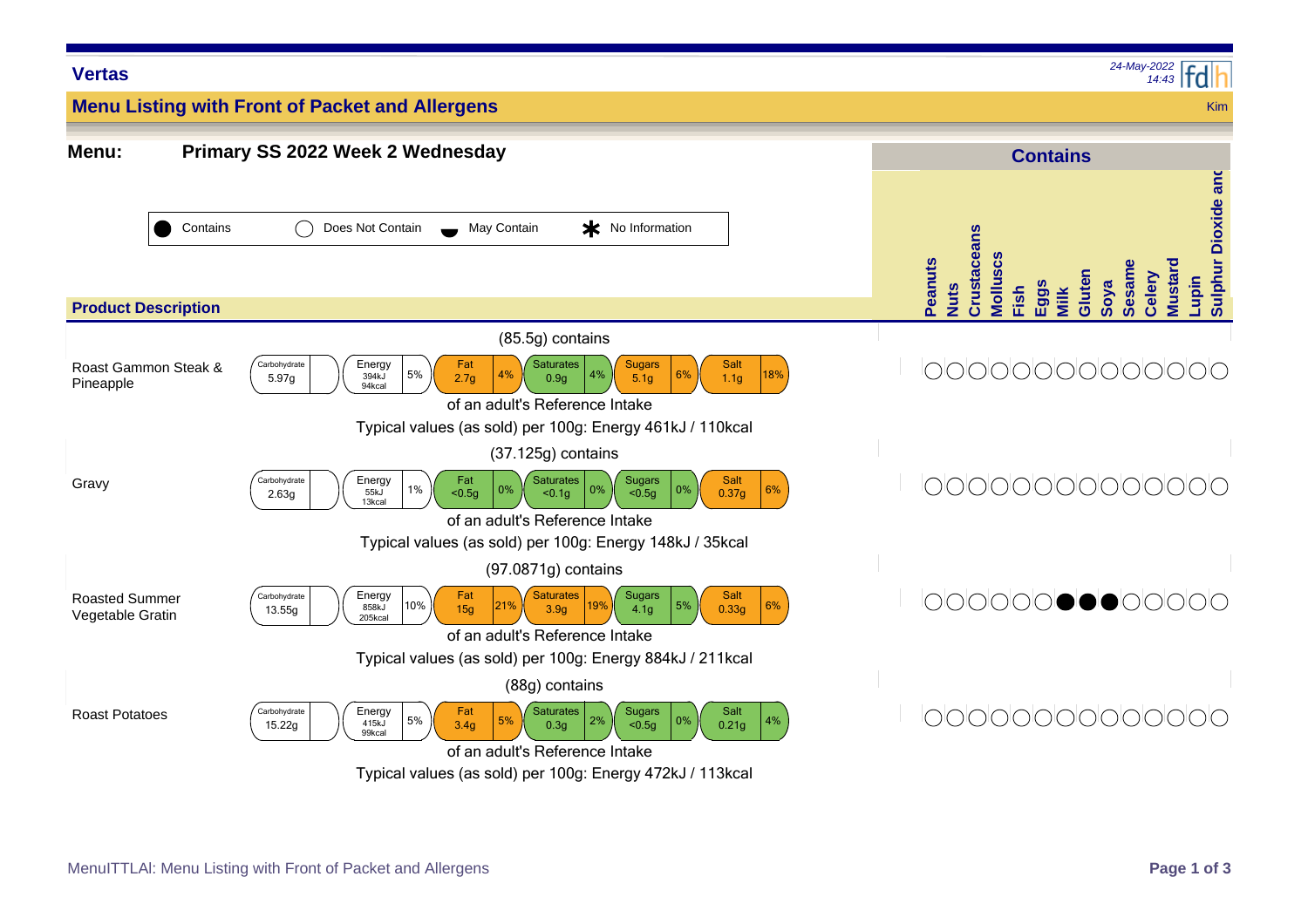**Vertas**

*24-May-2022 14:43*

## Menu Listing with Front of Packet and Allergens

Kim

**Menu:** **Primary SS 2022 Week 2 Wednesday**

Key: ● Contains | ○ Does Not Contain | ◒ May Contain | ✱ No Information

### Contains

| Product Description | Front of Packet | Peanuts | Nuts | Crustaceans | Molluscs | Fish | Eggs | Milk | Gluten | Soya | Sesame | Celery | Mustard | Lupin | Sulphur Dioxide and |
|---|---|---|---|---|---|---|---|---|---|---|---|---|---|---|---|
| Roast Gammon Steak & Pineapple | (85.5g) contains: Carbohydrate 5.97g; Energy 394kJ 94kcal 5%; Fat 2.7g 4%; Saturates 0.9g 4%; Sugars 5.1g 6%; Salt 1.1g 18% of an adult's Reference Intake. Typical values (as sold) per 100g: Energy 461kJ / 110kcal | ○ | ○ | ○ | ○ | ○ | ○ | ○ | ○ | ○ | ○ | ○ | ○ | ○ | ○ |
| Gravy | (37.125g) contains: Carbohydrate 2.63g; Energy 55kJ 13kcal 1%; Fat <0.5g 0%; Saturates <0.1g 0%; Sugars <0.5g 0%; Salt 0.37g 6% of an adult's Reference Intake. Typical values (as sold) per 100g: Energy 148kJ / 35kcal | ○ | ○ | ○ | ○ | ○ | ○ | ○ | ○ | ○ | ○ | ○ | ○ | ○ | ○ |
| Roasted Summer Vegetable Gratin | (97.0871g) contains: Carbohydrate 13.55g; Energy 858kJ 205kcal 10%; Fat 15g 21%; Saturates 3.9g 19%; Sugars 4.1g 5%; Salt 0.33g 6% of an adult's Reference Intake. Typical values (as sold) per 100g: Energy 884kJ / 211kcal | ○ | ○ | ○ | ○ | ○ | ○ | ● | ● | ● | ○ | ○ | ○ | ○ | ○ |
| Roast Potatoes | (88g) contains: Carbohydrate 15.22g; Energy 415kJ 99kcal 5%; Fat 3.4g 5%; Saturates 0.3g 2%; Sugars <0.5g 0%; Salt 0.21g 4% of an adult's Reference Intake. Typical values (as sold) per 100g: Energy 472kJ / 113kcal | ○ | ○ | ○ | ○ | ○ | ○ | ○ | ○ | ○ | ○ | ○ | ○ | ○ | ○ |

MenuITTLAI: Menu Listing with Front of Packet and Allergens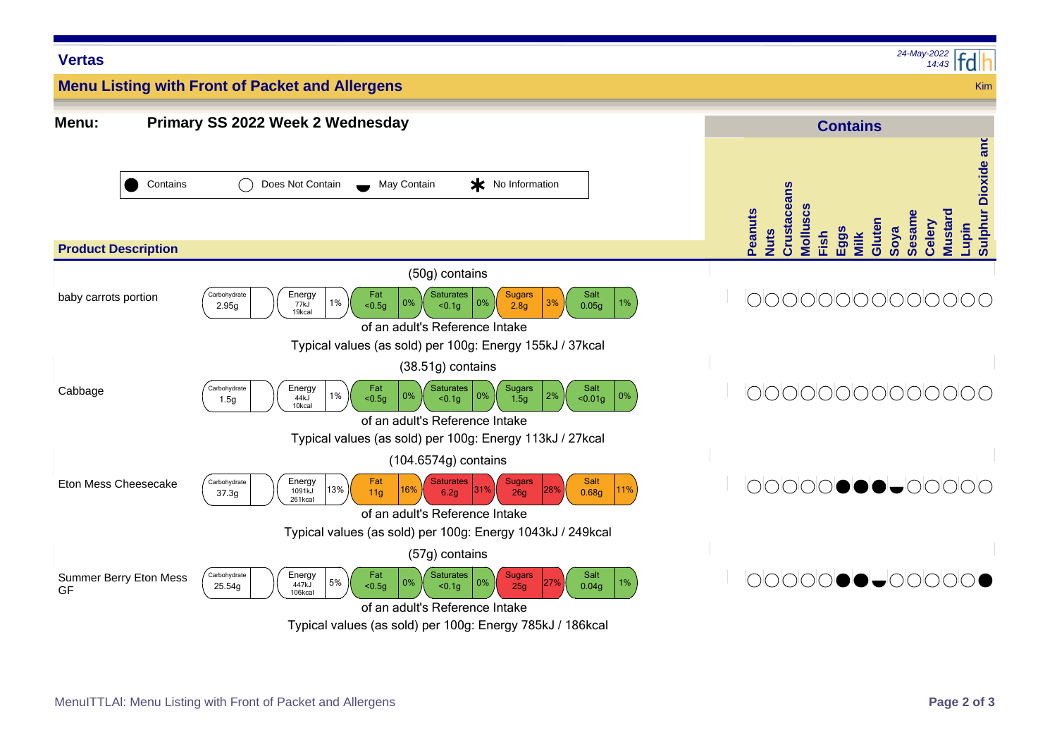**Vertas**

*24-May-2022 14:43*

## Menu Listing with Front of Packet and Allergens

Kim

**Menu:** **Primary SS 2022 Week 2 Wednesday**

Key: ● Contains | ○ Does Not Contain | ◒ May Contain | * No Information

### Nutrition (Front of Packet)

| Product Description | Portion | Carbohydrate | Energy | Fat | Saturates | Sugars | Salt | Typical values (as sold) per 100g |
|---|---|---|---|---|---|---|---|---|
| baby carrots portion | (50g) contains | 2.95g | 77kJ 19kcal (1%) | <0.5g (0%) | <0.1g (0%) | 2.8g (3%) | 0.05g (1%) | Energy 155kJ / 37kcal |
| Cabbage | (38.51g) contains | 1.5g | 44kJ 10kcal (1%) | <0.5g (0%) | <0.1g (0%) | 1.5g (2%) | <0.01g (0%) | Energy 113kJ / 27kcal |
| Eton Mess Cheesecake | (104.6574g) contains | 37.3g | 1091kJ 261kcal (13%) | 11g (16%) | 6.2g (31%) | 26g (28%) | 0.68g (11%) | Energy 1043kJ / 249kcal |
| Summer Berry Eton Mess GF | (57g) contains | 25.54g | 447kJ 106kcal (5%) | <0.5g (0%) | <0.1g (0%) | 25g (27%) | 0.04g (1%) | Energy 785kJ / 186kcal |

Percentages are of an adult's Reference Intake.

### Contains

| Product Description | Peanuts | Nuts | Crustaceans | Molluscs | Fish | Eggs | Milk | Gluten | Soya | Sesame | Celery | Mustard | Lupin | Sulphur Dioxide and |
|---|---|---|---|---|---|---|---|---|---|---|---|---|---|---|
| baby carrots portion | ○ | ○ | ○ | ○ | ○ | ○ | ○ | ○ | ○ | ○ | ○ | ○ | ○ | ○ |
| Cabbage | ○ | ○ | ○ | ○ | ○ | ○ | ○ | ○ | ○ | ○ | ○ | ○ | ○ | ○ |
| Eton Mess Cheesecake | ○ | ○ | ○ | ○ | ○ | ● | ● | ● | ◒ | ○ | ○ | ○ | ○ | ○ |
| Summer Berry Eton Mess GF | ○ | ○ | ○ | ○ | ○ | ● | ● | ◒ | ○ | ○ | ○ | ○ | ○ | ● |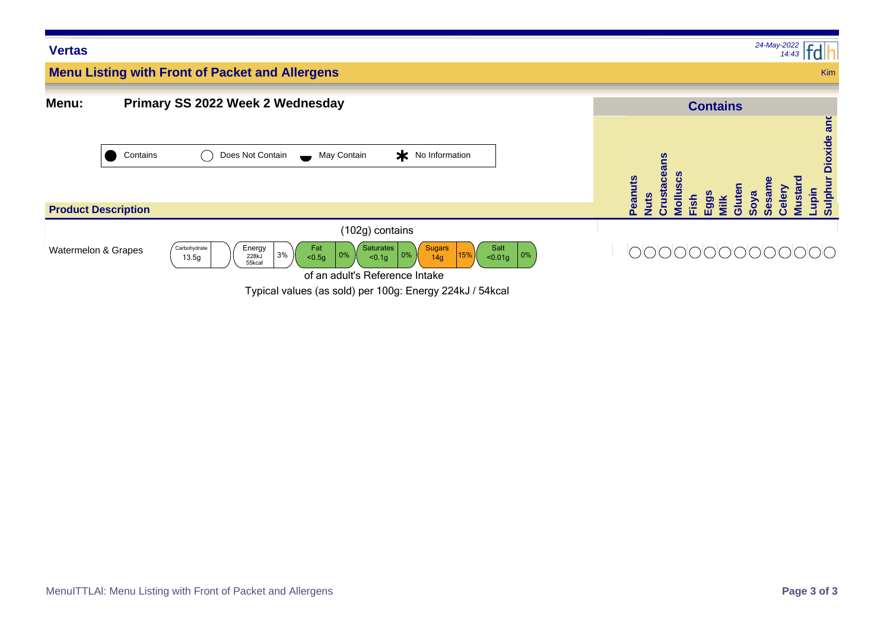**Vertas**

## Menu Listing with Front of Packet and Allergens

Kim

**Menu:** **Primary SS 2022 Week 2 Wednesday**

● Contains ○ Does Not Contain ◓ May Contain * No Information

| Product Description | | Peanuts | Nuts | Crustaceans | Molluscs | Fish | Eggs | Milk | Gluten | Soya | Sesame | Celery | Mustard | Lupin | Sulphur Dioxide and |
|---|---|---|---|---|---|---|---|---|---|---|---|---|---|---|---|
| Watermelon & Grapes | (102g) contains: Carbohydrate 13.5g; Energy 228kJ 55kcal 3%; Fat <0.5g 0%; Saturates <0.1g 0%; Sugars 14g 15%; Salt <0.01g 0% of an adult's Reference Intake. Typical values (as sold) per 100g: Energy 224kJ / 54kcal | ○ | ○ | ○ | ○ | ○ | ○ | ○ | ○ | ○ | ○ | ○ | ○ | ○ | ○ |